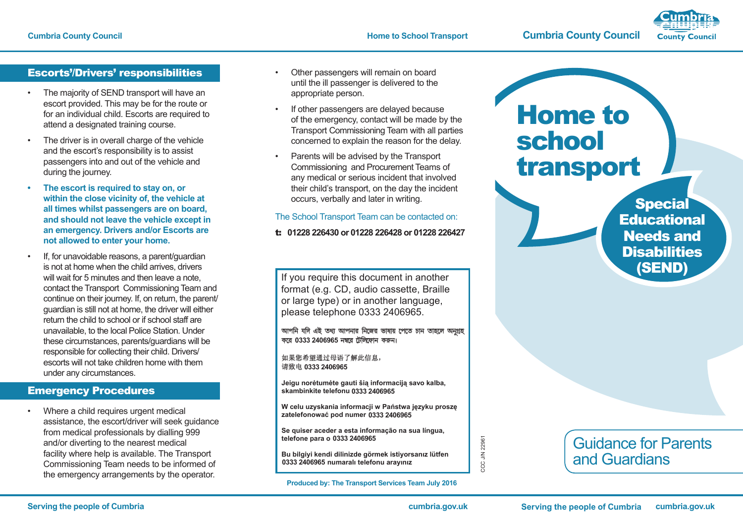## Escorts'/Drivers' responsibilities

- The majority of SEND transport will have an escort provided. This may be for the route or for an individual child. Escorts are required to attend a designated training course.
- The driver is in overall charge of the vehicle and the escort's responsibility is to assist passengers into and out of the vehicle and during the journey.
- **The escort is required to stay on, or within the close vicinity of, the vehicle at all times whilst passengers are on board, and should not leave the vehicle except in an emergency. Drivers and/or Escorts are not allowed to enter your home.**
- If, for unavoidable reasons, a parent/guardian is not at home when the child arrives, drivers will wait for 5 minutes and then leave a note, contact the Transport Commissioning Team and continue on their journey. If, on return, the parent/guardian is still not at home, the driver will either return the child to school or if school staff are unavailable, to the local Police Station. Under these circumstances, parents/guardians will be responsible for collecting their child. Drivers/escorts will not take children home with them under any circumstances.

## Emergency Procedures

- Where a child requires urgent medical assistance, the escort/driver will seek guidance from medical professionals by dialling 999 and/or diverting to the nearest medical facility where help is available. The Transport Commissioning Team needs to be informed of the emergency arrangements by the operator.
- Other passengers will remain on board until the ill passenger is delivered to the appropriate person.
- If other passengers are delayed because of the emergency, contact will be made by the Transport Commissioning Team with all parties concerned to explain the reason for the delay.
- Parents will be advised by the Transport Commissioning and Procurement Teams of any medical or serious incident that involved their child's transport, on the day the incident occurs, verbally and later in writing.

The School Transport Team can be contacted on:

**t: 01228 226430 or 01228 226428 or 01228 226427**

If you require this document in another format (e.g. CD, audio cassette, Braille or large type) or in another language, please telephone 0333 2406965.

আপনি যদি এই তথ্য আপনার নিজের ভাষায় পেতে চান তাহলে অনুগ্রহ করে **0333 2406965** নম্বরে টেলিফোন করুন।

如果您希望通过母语了解此信息，
请致电 **0333 2406965**

**Jeigu norėtumėte gauti šią informaciją savo kalba, skambinkite telefonu 0333 2406965**

**W celu uzyskania informacji w Państwa języku proszę zatelefonować pod numer 0333 2406965**

**Se quiser aceder a esta informação na sua língua, telefone para o 0333 2406965**

**Bu bilgiyi kendi dilinizde görmek istiyorsanız lütfen 0333 2406965 numaralı telefonu arayınız**

**Produced by: The Transport Services Team July 2016**

CCC J/N 22961

# Home to school transport

## Special Educational Needs and Disabilities (SEND)

Guidance for Parents and Guardians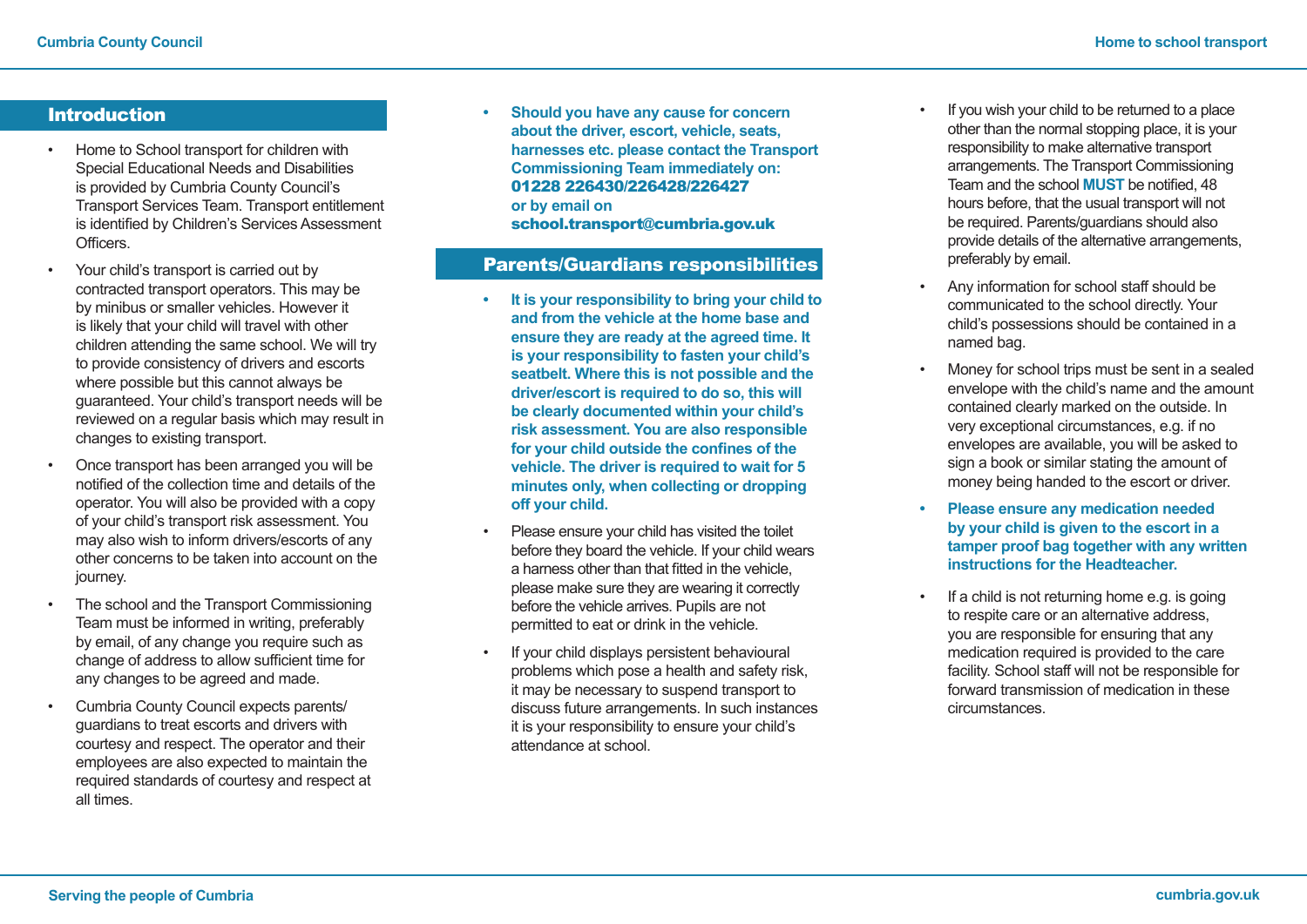## Introduction

- Home to School transport for children with Special Educational Needs and Disabilities is provided by Cumbria County Council's Transport Services Team. Transport entitlement is identified by Children's Services Assessment Officers.
- Your child's transport is carried out by contracted transport operators. This may be by minibus or smaller vehicles. However it is likely that your child will travel with other children attending the same school. We will try to provide consistency of drivers and escorts where possible but this cannot always be guaranteed. Your child's transport needs will be reviewed on a regular basis which may result in changes to existing transport.
- Once transport has been arranged you will be notified of the collection time and details of the operator. You will also be provided with a copy of your child's transport risk assessment. You may also wish to inform drivers/escorts of any other concerns to be taken into account on the journey.
- The school and the Transport Commissioning Team must be informed in writing, preferably by email, of any change you require such as change of address to allow sufficient time for any changes to be agreed and made.
- Cumbria County Council expects parents/ guardians to treat escorts and drivers with courtesy and respect. The operator and their employees are also expected to maintain the required standards of courtesy and respect at all times.
- **Should you have any cause for concern about the driver, escort, vehicle, seats, harnesses etc. please contact the Transport Commissioning Team immediately on: 01228 226430/226428/226427 or by email on school.transport@cumbria.gov.uk**

## Parents/Guardians responsibilities

- **It is your responsibility to bring your child to and from the vehicle at the home base and ensure they are ready at the agreed time. It is your responsibility to fasten your child's seatbelt. Where this is not possible and the driver/escort is required to do so, this will be clearly documented within your child's risk assessment. You are also responsible for your child outside the confines of the vehicle. The driver is required to wait for 5 minutes only, when collecting or dropping off your child.**
- Please ensure your child has visited the toilet before they board the vehicle. If your child wears a harness other than that fitted in the vehicle, please make sure they are wearing it correctly before the vehicle arrives. Pupils are not permitted to eat or drink in the vehicle.
- If your child displays persistent behavioural problems which pose a health and safety risk, it may be necessary to suspend transport to discuss future arrangements. In such instances it is your responsibility to ensure your child's attendance at school.
- If you wish your child to be returned to a place other than the normal stopping place, it is your responsibility to make alternative transport arrangements. The Transport Commissioning Team and the school **MUST** be notified, 48 hours before, that the usual transport will not be required. Parents/guardians should also provide details of the alternative arrangements, preferably by email.
- Any information for school staff should be communicated to the school directly. Your child's possessions should be contained in a named bag.
- Money for school trips must be sent in a sealed envelope with the child's name and the amount contained clearly marked on the outside. In very exceptional circumstances, e.g. if no envelopes are available, you will be asked to sign a book or similar stating the amount of money being handed to the escort or driver.
- **Please ensure any medication needed by your child is given to the escort in a tamper proof bag together with any written instructions for the Headteacher.**
- If a child is not returning home e.g. is going to respite care or an alternative address, you are responsible for ensuring that any medication required is provided to the care facility. School staff will not be responsible for forward transmission of medication in these circumstances.